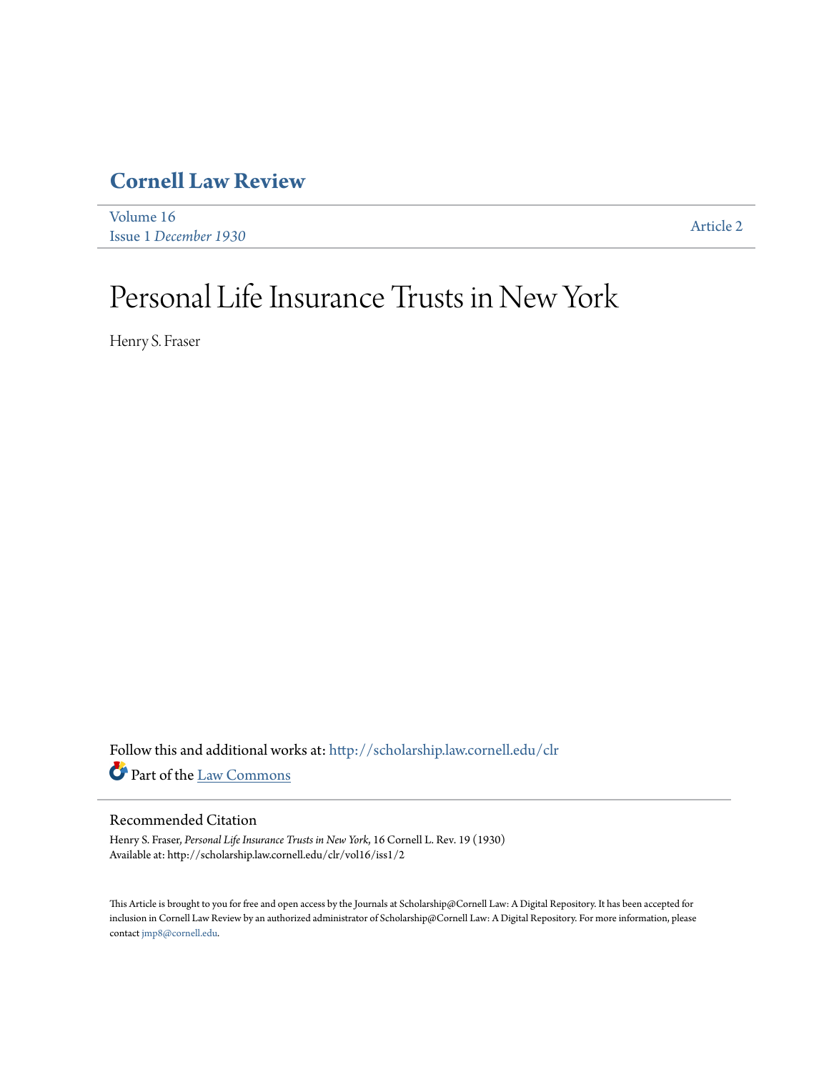# Cornell Law Review

Volume 16
Issue 1 *December 1930*

Article 2

# Personal Life Insurance Trusts in New York

Henry S. Fraser

Follow this and additional works at: http://scholarship.law.cornell.edu/clr

Part of the Law Commons

## Recommended Citation

Henry S. Fraser, *Personal Life Insurance Trusts in New York*, 16 Cornell L. Rev. 19 (1930)
Available at: http://scholarship.law.cornell.edu/clr/vol16/iss1/2

This Article is brought to you for free and open access by the Journals at Scholarship@Cornell Law: A Digital Repository. It has been accepted for inclusion in Cornell Law Review by an authorized administrator of Scholarship@Cornell Law: A Digital Repository. For more information, please contact jmp8@cornell.edu.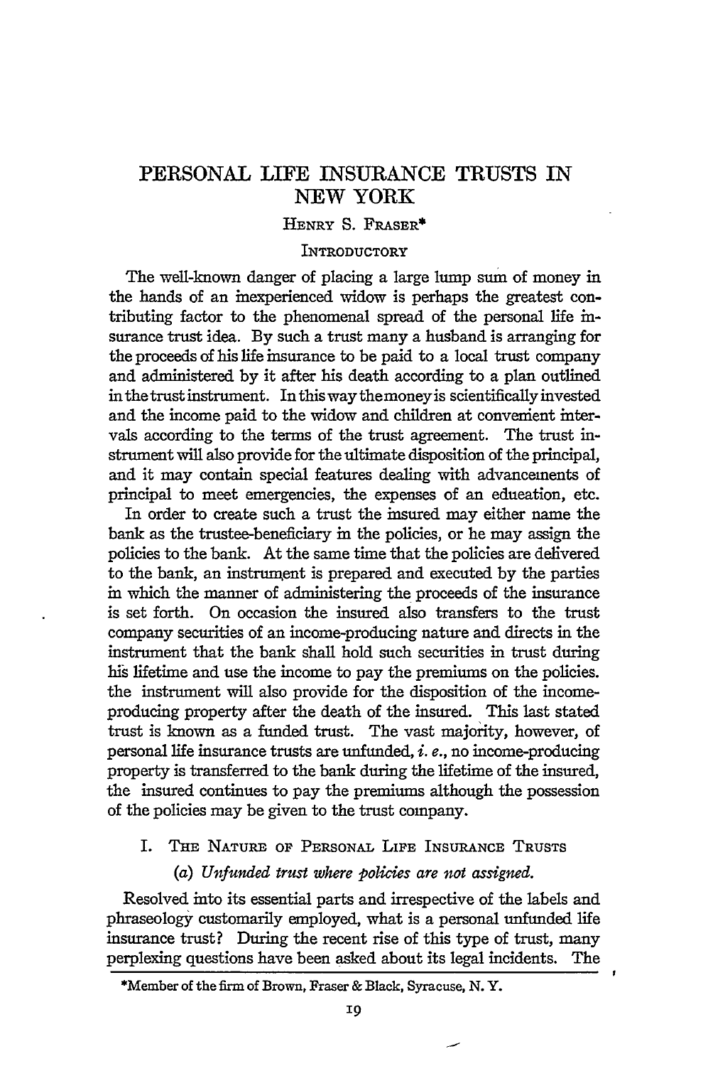# PERSONAL LIFE INSURANCE TRUSTS IN NEW YORK

HENRY S. FRASER*

## INTRODUCTORY

The well-known danger of placing a large lump sum of money in the hands of an inexperienced widow is perhaps the greatest contributing factor to the phenomenal spread of the personal life insurance trust idea. By such a trust many a husband is arranging for the proceeds of his life insurance to be paid to a local trust company and administered by it after his death according to a plan outlined in the trust instrument. In this way the money is scientifically invested and the income paid to the widow and children at convenient intervals according to the terms of the trust agreement. The trust instrument will also provide for the ultimate disposition of the principal, and it may contain special features dealing with advancements of principal to meet emergencies, the expenses of an edueation, etc.

In order to create such a trust the insured may either name the bank as the trustee-beneficiary in the policies, or he may assign the policies to the bank. At the same time that the policies are delivered to the bank, an instrument is prepared and executed by the parties in which the manner of administering the proceeds of the insurance is set forth. On occasion the insured also transfers to the trust company securities of an income-producing nature and directs in the instrument that the bank shall hold such securities in trust during his lifetime and use the income to pay the premiums on the policies. the instrument will also provide for the disposition of the income-producing property after the death of the insured. This last stated trust is known as a funded trust. The vast majority, however, of personal life insurance trusts are unfunded, *i. e.*, no income-producing property is transferred to the bank during the lifetime of the insured, the insured continues to pay the premiums although the possession of the policies may be given to the trust company.

## I. THE NATURE OF PERSONAL LIFE INSURANCE TRUSTS

### (a) *Unfunded trust where policies are not assigned.*

Resolved into its essential parts and irrespective of the labels and phraseology customarily employed, what is a personal unfunded life insurance trust? During the recent rise of this type of trust, many perplexing questions have been asked about its legal incidents. The

*Member of the firm of Brown, Fraser & Black, Syracuse, N. Y.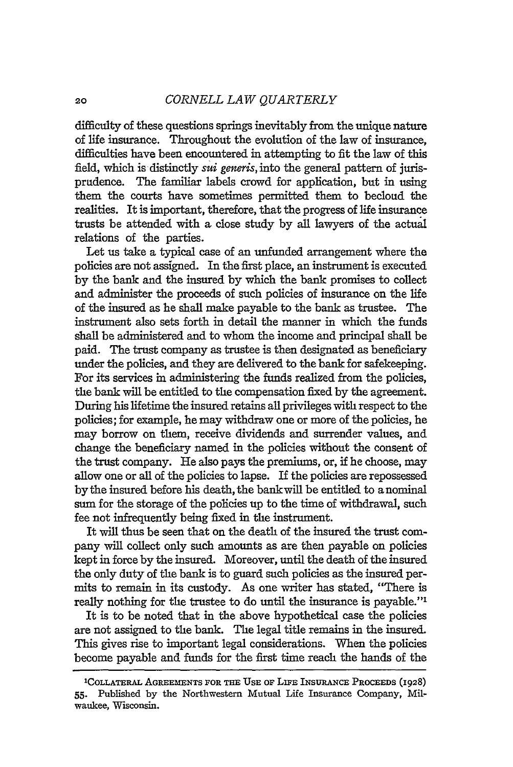difficulty of these questions springs inevitably from the unique nature of life insurance. Throughout the evolution of the law of insurance, difficulties have been encountered in attempting to fit the law of this field, which is distinctly *sui generis*, into the general pattern of jurisprudence. The familiar labels crowd for application, but in using them the courts have sometimes permitted them to becloud the realities. It is important, therefore, that the progress of life insurance trusts be attended with a close study by all lawyers of the actual relations of the parties.

Let us take a typical case of an unfunded arrangement where the policies are not assigned. In the first place, an instrument is executed by the bank and the insured by which the bank promises to collect and administer the proceeds of such policies of insurance on the life of the insured as he shall make payable to the bank as trustee. The instrument also sets forth in detail the manner in which the funds shall be administered and to whom the income and principal shall be paid. The trust company as trustee is then designated as beneficiary under the policies, and they are delivered to the bank for safekeeping. For its services in administering the funds realized from the policies, the bank will be entitled to the compensation fixed by the agreement. During his lifetime the insured retains all privileges with respect to the policies; for example, he may withdraw one or more of the policies, he may borrow on them, receive dividends and surrender values, and change the beneficiary named in the policies without the consent of the trust company. He also pays the premiums, or, if he choose, may allow one or all of the policies to lapse. If the policies are repossessed by the insured before his death, the bank will be entitled to a nominal sum for the storage of the policies up to the time of withdrawal, such fee not infrequently being fixed in the instrument.

It will thus be seen that on the death of the insured the trust company will collect only such amounts as are then payable on policies kept in force by the insured. Moreover, until the death of the insured the only duty of the bank is to guard such policies as the insured permits to remain in its custody. As one writer has stated, "There is really nothing for the trustee to do until the insurance is payable."[1]

It is to be noted that in the above hypothetical case the policies are not assigned to the bank. The legal title remains in the insured. This gives rise to important legal considerations. When the policies become payable and funds for the first time reach the hands of the

---

[1] COLLATERAL AGREEMENTS FOR THE USE OF LIFE INSURANCE PROCEEDS (1928) 55. Published by the Northwestern Mutual Life Insurance Company, Milwaukee, Wisconsin.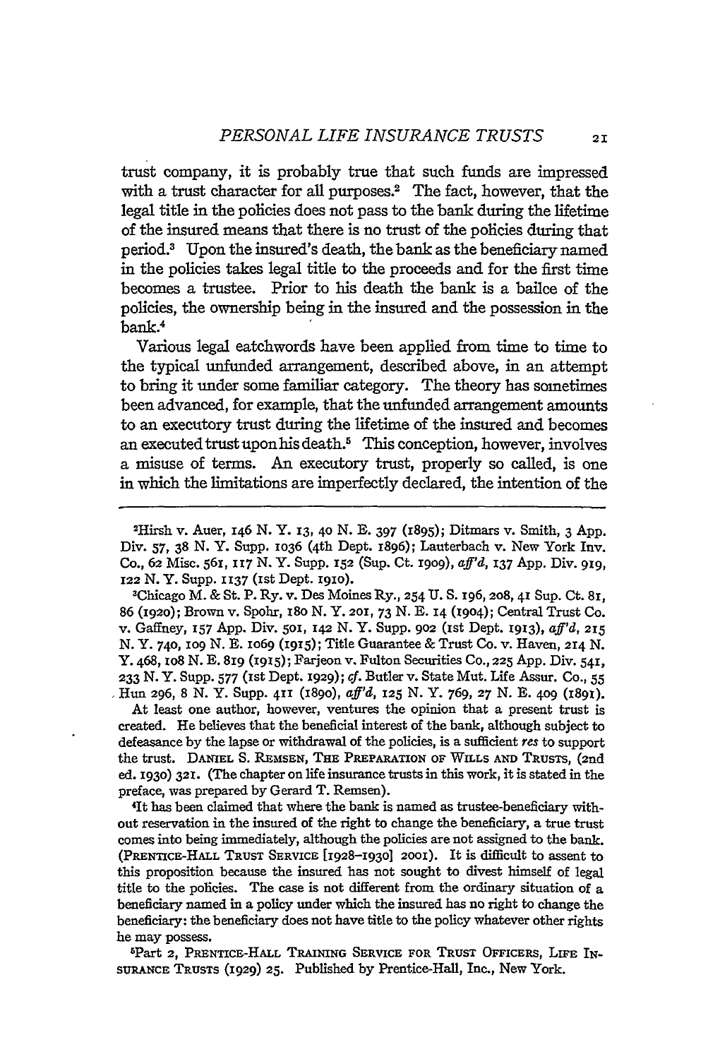trust company, it is probably true that such funds are impressed with a trust character for all purposes.[2] The fact, however, that the legal title in the policies does not pass to the bank during the lifetime of the insured means that there is no trust of the policies during that period.[3] Upon the insured's death, the bank as the beneficiary named in the policies takes legal title to the proceeds and for the first time becomes a trustee. Prior to his death the bank is a bailee of the policies, the ownership being in the insured and the possession in the bank.[4]

Various legal catchwords have been applied from time to time to the typical unfunded arrangement, described above, in an attempt to bring it under some familiar category. The theory has sometimes been advanced, for example, that the unfunded arrangement amounts to an executory trust during the lifetime of the insured and becomes an executed trust upon his death.[5] This conception, however, involves a misuse of terms. An executory trust, properly so called, is one in which the limitations are imperfectly declared, the intention of the

---

[2]Hirsh v. Auer, 146 N. Y. 13, 40 N. E. 397 (1895); Ditmars v. Smith, 3 App. Div. 57, 38 N. Y. Supp. 1036 (4th Dept. 1896); Lauterbach v. New York Inv. Co., 62 Misc. 561, 117 N. Y. Supp. 152 (Sup. Ct. 1909), *aff'd*, 137 App. Div. 919, 122 N. Y. Supp. 1137 (1st Dept. 1910).

[3]Chicago M. & St. P. Ry. v. Des Moines Ry., 254 U. S. 196, 208, 41 Sup. Ct. 81, 86 (1920); Brown v. Spohr, 180 N. Y. 201, 73 N. E. 14 (1904); Central Trust Co. v. Gaffney, 157 App. Div. 501, 142 N. Y. Supp. 902 (1st Dept. 1913), *aff'd*, 215 N. Y. 740, 109 N. E. 1069 (1915); Title Guarantee & Trust Co. v. Haven, 214 N. Y. 468, 108 N. E. 819 (1915); Farjeon v. Fulton Securities Co., 225 App. Div. 541, 233 N. Y. Supp. 577 (1st Dept. 1929); *cf*. Butler v. State Mut. Life Assur. Co., 55 Hun 296, 8 N. Y. Supp. 411 (1890), *aff'd*, 125 N. Y. 769, 27 N. E. 409 (1891).

At least one author, however, ventures the opinion that a present trust is created. He believes that the beneficial interest of the bank, although subject to defeasance by the lapse or withdrawal of the policies, is a sufficient *res* to support the trust. DANIEL S. REMSEN, THE PREPARATION OF WILLS AND TRUSTS, (2nd ed. 1930) 321. (The chapter on life insurance trusts in this work, it is stated in the preface, was prepared by Gerard T. Remsen).

[4]It has been claimed that where the bank is named as trustee-beneficiary without reservation in the insured of the right to change the beneficiary, a true trust comes into being immediately, although the policies are not assigned to the bank. (PRENTICE-HALL TRUST SERVICE [1928–1930] 2001). It is difficult to assent to this proposition because the insured has not sought to divest himself of legal title to the policies. The case is not different from the ordinary situation of a beneficiary named in a policy under which the insured has no right to change the beneficiary: the beneficiary does not have title to the policy whatever other rights he may possess.

[5]Part 2, PRENTICE-HALL TRAINING SERVICE FOR TRUST OFFICERS, LIFE INSURANCE TRUSTS (1929) 25. Published by Prentice-Hall, Inc., New York.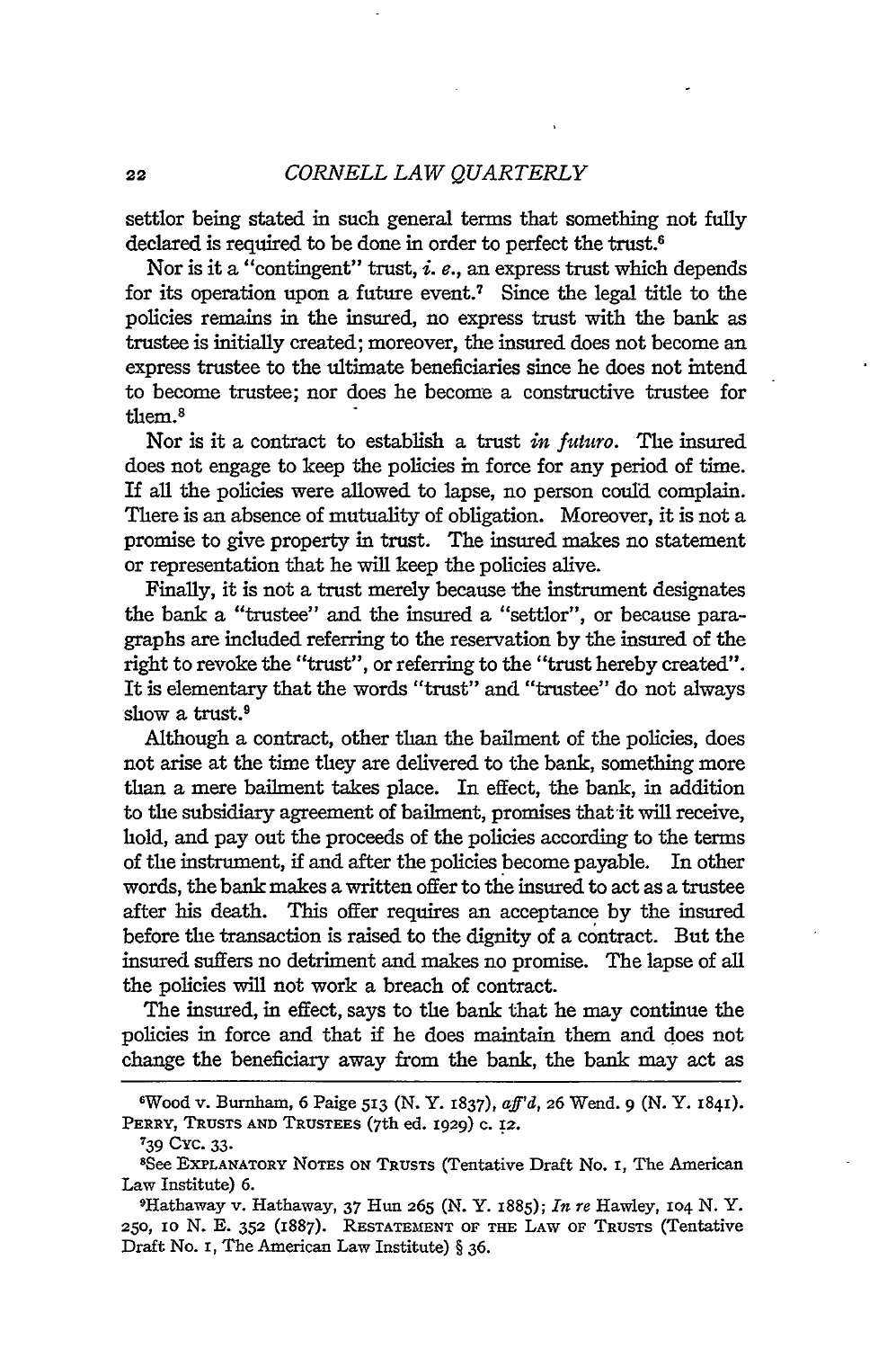settlor being stated in such general terms that something not fully declared is required to be done in order to perfect the trust.[6]

Nor is it a "contingent" trust, *i. e.*, an express trust which depends for its operation upon a future event.[7] Since the legal title to the policies remains in the insured, no express trust with the bank as trustee is initially created; moreover, the insured does not become an express trustee to the ultimate beneficiaries since he does not intend to become trustee; nor does he become a constructive trustee for them.[8]

Nor is it a contract to establish a trust *in futuro*. The insured does not engage to keep the policies in force for any period of time. If all the policies were allowed to lapse, no person could complain. There is an absence of mutuality of obligation. Moreover, it is not a promise to give property in trust. The insured makes no statement or representation that he will keep the policies alive.

Finally, it is not a trust merely because the instrument designates the bank a "trustee" and the insured a "settlor", or because paragraphs are included referring to the reservation by the insured of the right to revoke the "trust", or referring to the "trust hereby created". It is elementary that the words "trust" and "trustee" do not always show a trust.[9]

Although a contract, other than the bailment of the policies, does not arise at the time they are delivered to the bank, something more than a mere bailment takes place. In effect, the bank, in addition to the subsidiary agreement of bailment, promises that it will receive, hold, and pay out the proceeds of the policies according to the terms of the instrument, if and after the policies become payable. In other words, the bank makes a written offer to the insured to act as a trustee after his death. This offer requires an acceptance by the insured before the transaction is raised to the dignity of a contract. But the insured suffers no detriment and makes no promise. The lapse of all the policies will not work a breach of contract.

The insured, in effect, says to the bank that he may continue the policies in force and that if he does maintain them and does not change the beneficiary away from the bank, the bank may act as

---

[6]Wood v. Burnham, 6 Paige 513 (N. Y. 1837), *aff'd*, 26 Wend. 9 (N. Y. 1841). PERRY, TRUSTS AND TRUSTEES (7th ed. 1929) c. 12.

[7]39 CYC. 33.

[8]See EXPLANATORY NOTES ON TRUSTS (Tentative Draft No. 1, The American Law Institute) 6.

[9]Hathaway v. Hathaway, 37 Hun 265 (N. Y. 1885); *In re* Hawley, 104 N. Y. 250, 10 N. E. 352 (1887). RESTATEMENT OF THE LAW OF TRUSTS (Tentative Draft No. 1, The American Law Institute) § 36.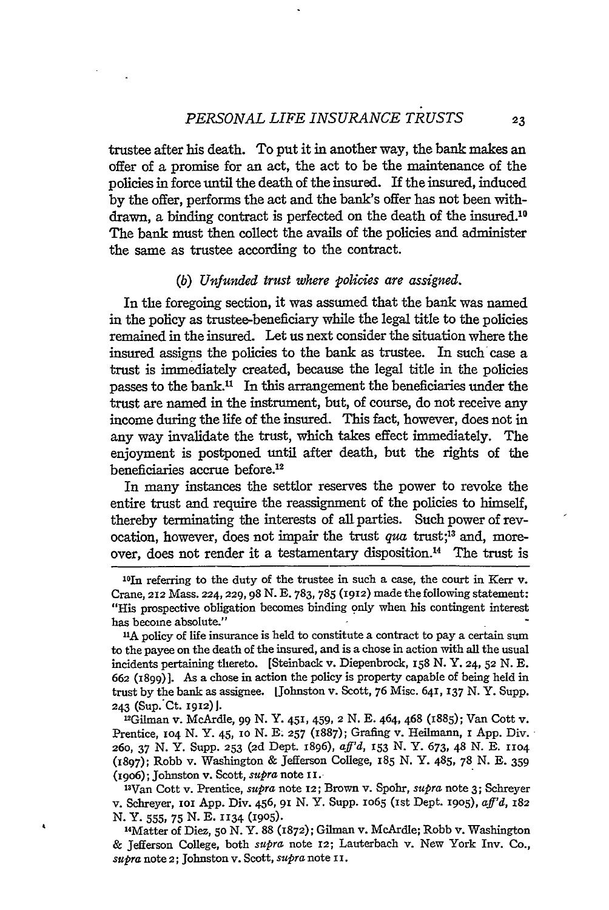trustee after his death. To put it in another way, the bank makes an offer of a promise for an act, the act to be the maintenance of the policies in force until the death of the insured. If the insured, induced by the offer, performs the act and the bank's offer has not been withdrawn, a binding contract is perfected on the death of the insured.[10] The bank must then collect the avails of the policies and administer the same as trustee according to the contract.

### (b) *Unfunded trust where policies are assigned.*

In the foregoing section, it was assumed that the bank was named in the policy as trustee-beneficiary while the legal title to the policies remained in the insured. Let us next consider the situation where the insured assigns the policies to the bank as trustee. In such case a trust is immediately created, because the legal title in the policies passes to the bank.[11] In this arrangement the beneficiaries under the trust are named in the instrument, but, of course, do not receive any income during the life of the insured. This fact, however, does not in any way invalidate the trust, which takes effect immediately. The enjoyment is postponed until after death, but the rights of the beneficiaries accrue before.[12]

In many instances the settlor reserves the power to revoke the entire trust and require the reassignment of the policies to himself, thereby terminating the interests of all parties. Such power of revocation, however, does not impair the trust *qua* trust;[13] and, moreover, does not render it a testamentary disposition.[14] The trust is

---

[10] In referring to the duty of the trustee in such a case, the court in Kerr v. Crane, 212 Mass. 224, 229, 98 N. E. 783, 785 (1912) made the following statement: "His prospective obligation becomes binding only when his contingent interest has become absolute."

[11] A policy of life insurance is held to constitute a contract to pay a certain sum to the payee on the death of the insured, and is a chose in action with all the usual incidents pertaining thereto. [Steinback v. Diepenbrock, 158 N. Y. 24, 52 N. E. 662 (1899)]. As a chose in action the policy is property capable of being held in trust by the bank as assignee. [Johnston v. Scott, 76 Misc. 641, 137 N. Y. Supp. 243 (Sup. Ct. 1912)].

[12] Gilman v. McArdle, 99 N. Y. 451, 459, 2 N. E. 464, 468 (1885); Van Cott v. Prentice, 104 N. Y. 45, 10 N. E. 257 (1887); Grafing v. Heilmann, 1 App. Div. 260, 37 N. Y. Supp. 253 (2d Dept. 1896), *aff'd*, 153 N. Y. 673, 48 N. E. 1104 (1897); Robb v. Washington & Jefferson College, 185 N. Y. 485, 78 N. E. 359 (1906); Johnston v. Scott, *supra* note 11.

[13] Van Cott v. Prentice, *supra* note 12; Brown v. Spohr, *supra* note 3; Schreyer v. Schreyer, 101 App. Div. 456, 91 N. Y. Supp. 1065 (1st Dept. 1905), *aff'd*, 182 N. Y. 555, 75 N. E. 1134 (1905).

[14] Matter of Diez, 50 N. Y. 88 (1872); Gilman v. McArdle; Robb v. Washington & Jefferson College, both *supra* note 12; Lauterbach v. New York Inv. Co., *supra* note 2; Johnston v. Scott, *supra* note 11.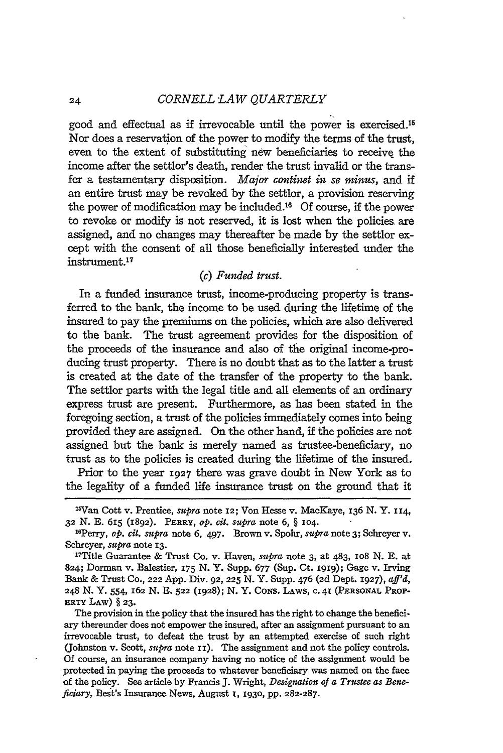good and effectual as if irrevocable until the power is exercised.[15] Nor does a reservation of the power to modify the terms of the trust, even to the extent of substituting new beneficiaries to receive the income after the settlor's death, render the trust invalid or the transfer a testamentary disposition. *Major continet in se minus*, and if an entire trust may be revoked by the settlor, a provision reserving the power of modification may be included.[16] Of course, if the power to revoke or modify is not reserved, it is lost when the policies are assigned, and no changes may thereafter be made by the settlor except with the consent of all those beneficially interested under the instrument.[17]

### (c) *Funded trust.*

In a funded insurance trust, income-producing property is transferred to the bank, the income to be used during the lifetime of the insured to pay the premiums on the policies, which are also delivered to the bank. The trust agreement provides for the disposition of the proceeds of the insurance and also of the original income-producing trust property. There is no doubt that as to the latter a trust is created at the date of the transfer of the property to the bank. The settlor parts with the legal title and all elements of an ordinary express trust are present. Furthermore, as has been stated in the foregoing section, a trust of the policies immediately comes into being provided they are assigned. On the other hand, if the policies are not assigned but the bank is merely named as trustee-beneficiary, no trust as to the policies is created during the lifetime of the insured.

Prior to the year 1927 there was grave doubt in New York as to the legality of a funded life insurance trust on the ground that it

---

[15]Van Cott v. Prentice, *supra* note 12; Von Hesse v. MacKaye, 136 N. Y. 114, 32 N. E. 615 (1892). PERRY, *op. cit. supra* note 6, § 104.

[16]Perry, *op. cit. supra* note 6, 497. Brown v. Spohr, *supra* note 3; Schreyer v. Schreyer, *supra* note 13.

[17]Title Guarantee & Trust Co. v. Haven, *supra* note 3, at 483, 108 N. E. at 824; Dorman v. Balestier, 175 N. Y. Supp. 677 (Sup. Ct. 1919); Gage v. Irving Bank & Trust Co., 222 App. Div. 92, 225 N. Y. Supp. 476 (2d Dept. 1927), *aff'd*, 248 N. Y. 554, 162 N. E. 522 (1928); N. Y. CONS. LAWS, c. 41 (PERSONAL PROPERTY LAW) § 23.

The provision in the policy that the insured has the right to change the beneficiary thereunder does not empower the insured, after an assignment pursuant to an irrevocable trust, to defeat the trust by an attempted exercise of such right (Johnston v. Scott, *supra* note 11). The assignment and not the policy controls. Of course, an insurance company having no notice of the assignment would be protected in paying the proceeds to whatever beneficiary was named on the face of the policy. See article by Francis J. Wright, *Designation of a Trustee as Beneficiary*, Best's Insurance News, August 1, 1930, pp. 282-287.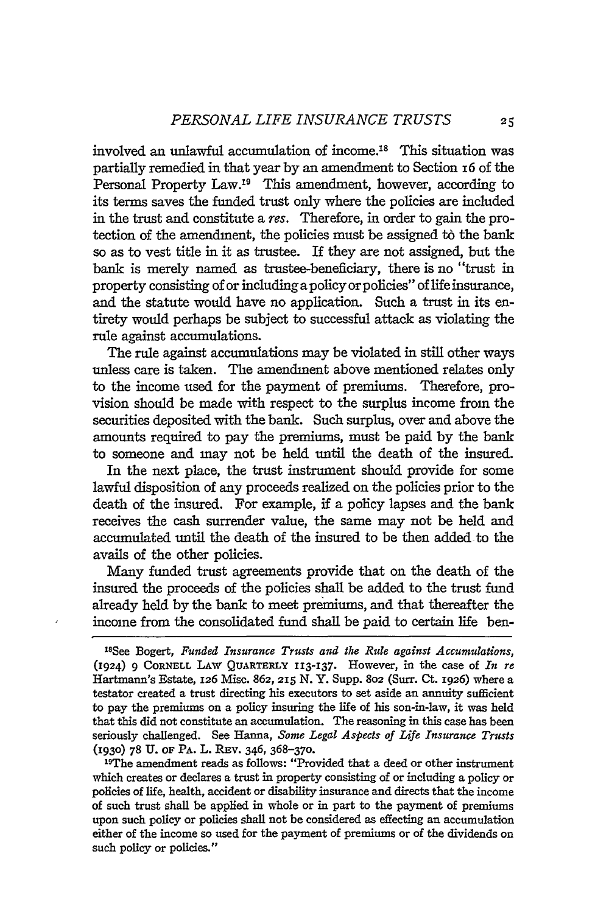involved an unlawful accumulation of income.[18] This situation was partially remedied in that year by an amendment to Section 16 of the Personal Property Law.[19] This amendment, however, according to its terms saves the funded trust only where the policies are included in the trust and constitute a *res*. Therefore, in order to gain the protection of the amendment, the policies must be assigned to the bank so as to vest title in it as trustee. If they are not assigned, but the bank is merely named as trustee-beneficiary, there is no "trust in property consisting of or including a policy or policies" of life insurance, and the statute would have no application. Such a trust in its entirety would perhaps be subject to successful attack as violating the rule against accumulations.

The rule against accumulations may be violated in still other ways unless care is taken. The amendment above mentioned relates only to the income used for the payment of premiums. Therefore, provision should be made with respect to the surplus income from the securities deposited with the bank. Such surplus, over and above the amounts required to pay the premiums, must be paid by the bank to someone and may not be held until the death of the insured.

In the next place, the trust instrument should provide for some lawful disposition of any proceeds realized on the policies prior to the death of the insured. For example, if a policy lapses and the bank receives the cash surrender value, the same may not be held and accumulated until the death of the insured to be then added to the avails of the other policies.

Many funded trust agreements provide that on the death of the insured the proceeds of the policies shall be added to the trust fund already held by the bank to meet premiums, and that thereafter the income from the consolidated fund shall be paid to certain life ben-

---

[18]See Bogert, *Funded Insurance Trusts and the Rule against Accumulations*, (1924) 9 CORNELL LAW QUARTERLY 113-137. However, in the case of *In re* Hartmann's Estate, 126 Misc. 862, 215 N. Y. Supp. 802 (Surr. Ct. 1926) where a testator created a trust directing his executors to set aside an annuity sufficient to pay the premiums on a policy insuring the life of his son-in-law, it was held that this did not constitute an accumulation. The reasoning in this case has been seriously challenged. See Hanna, *Some Legal Aspects of Life Insurance Trusts* (1930) 78 U. OF PA. L. REV. 346, 368-370.

[19]The amendment reads as follows: "Provided that a deed or other instrument which creates or declares a trust in property consisting of or including a policy or policies of life, health, accident or disability insurance and directs that the income of such trust shall be applied in whole or in part to the payment of premiums upon such policy or policies shall not be considered as effecting an accumulation either of the income so used for the payment of premiums or of the dividends on such policy or policies."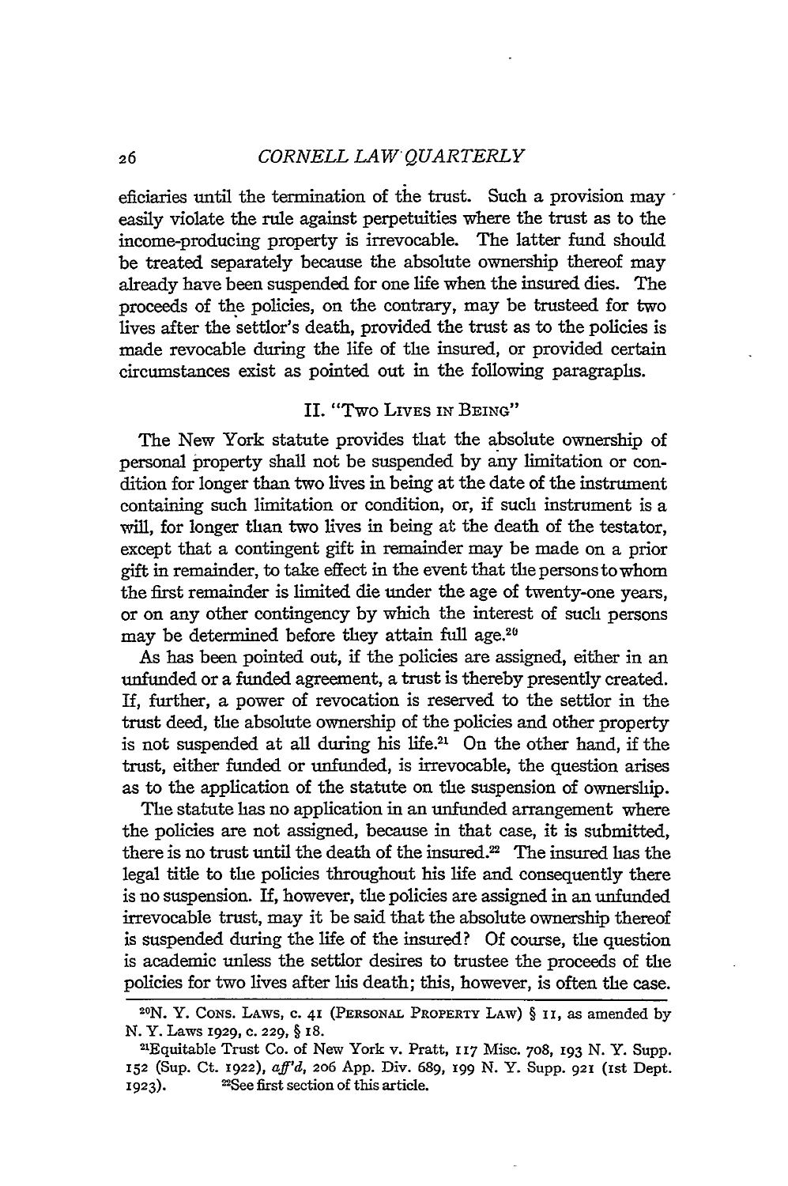eficiaries until the termination of the trust. Such a provision may easily violate the rule against perpetuities where the trust as to the income-producing property is irrevocable. The latter fund should be treated separately because the absolute ownership thereof may already have been suspended for one life when the insured dies. The proceeds of the policies, on the contrary, may be trusteed for two lives after the settlor's death, provided the trust as to the policies is made revocable during the life of the insured, or provided certain circumstances exist as pointed out in the following paragraphs.

## II. "Two Lives in Being"

The New York statute provides that the absolute ownership of personal property shall not be suspended by any limitation or condition for longer than two lives in being at the date of the instrument containing such limitation or condition, or, if such instrument is a will, for longer than two lives in being at the death of the testator, except that a contingent gift in remainder may be made on a prior gift in remainder, to take effect in the event that the persons to whom the first remainder is limited die under the age of twenty-one years, or on any other contingency by which the interest of such persons may be determined before they attain full age.[20]

As has been pointed out, if the policies are assigned, either in an unfunded or a funded agreement, a trust is thereby presently created. If, further, a power of revocation is reserved to the settlor in the trust deed, the absolute ownership of the policies and other property is not suspended at all during his life.[21] On the other hand, if the trust, either funded or unfunded, is irrevocable, the question arises as to the application of the statute on the suspension of ownership.

The statute has no application in an unfunded arrangement where the policies are not assigned, because in that case, it is submitted, there is no trust until the death of the insured.[22] The insured has the legal title to the policies throughout his life and consequently there is no suspension. If, however, the policies are assigned in an unfunded irrevocable trust, may it be said that the absolute ownership thereof is suspended during the life of the insured? Of course, the question is academic unless the settlor desires to trustee the proceeds of the policies for two lives after his death; this, however, is often the case.

---

[20]N. Y. Cons. Laws, c. 41 (Personal Property Law) § 11, as amended by N. Y. Laws 1929, c. 229, § 18.

[21]Equitable Trust Co. of New York v. Pratt, 117 Misc. 708, 193 N. Y. Supp. 152 (Sup. Ct. 1922), *aff'd*, 206 App. Div. 689, 199 N. Y. Supp. 921 (1st Dept. 1923).

[22]See first section of this article.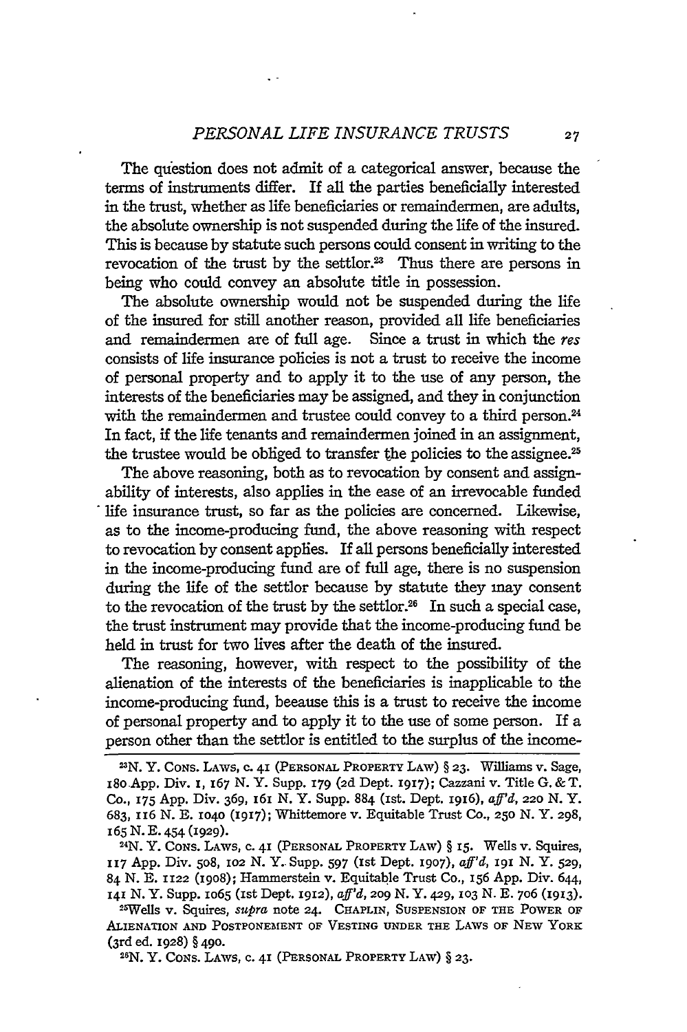The question does not admit of a categorical answer, because the terms of instruments differ. If all the parties beneficially interested in the trust, whether as life beneficiaries or remaindermen, are adults, the absolute ownership is not suspended during the life of the insured. This is because by statute such persons could consent in writing to the revocation of the trust by the settlor.[23] Thus there are persons in being who could convey an absolute title in possession.

The absolute ownership would not be suspended during the life of the insured for still another reason, provided all life beneficiaries and remaindermen are of full age. Since a trust in which the *res* consists of life insurance policies is not a trust to receive the income of personal property and to apply it to the use of any person, the interests of the beneficiaries may be assigned, and they in conjunction with the remaindermen and trustee could convey to a third person.[24] In fact, if the life tenants and remaindermen joined in an assignment, the trustee would be obliged to transfer the policies to the assignee.[25]

The above reasoning, both as to revocation by consent and assignability of interests, also applies in the ease of an irrevocable funded life insurance trust, so far as the policies are concerned. Likewise, as to the income-producing fund, the above reasoning with respect to revocation by consent applies. If all persons beneficially interested in the income-producing fund are of full age, there is no suspension during the life of the settlor because by statute they may consent to the revocation of the trust by the settlor.[26] In such a special case, the trust instrument may provide that the income-producing fund be held in trust for two lives after the death of the insured.

The reasoning, however, with respect to the possibility of the alienation of the interests of the beneficiaries is inapplicable to the income-producing fund, beeause this is a trust to receive the income of personal property and to apply it to the use of some person. If a person other than the settlor is entitled to the surplus of the income-

---

[23] N. Y. Cons. Laws, c. 41 (Personal Property Law) § 23. Williams v. Sage, 180 App. Div. 1, 167 N. Y. Supp. 179 (2d Dept. 1917); Cazzani v. Title G. & T. Co., 175 App. Div. 369, 161 N. Y. Supp. 884 (1st. Dept. 1916), *aff'd*, 220 N. Y. 683, 116 N. E. 1040 (1917); Whittemore v. Equitable Trust Co., 250 N. Y. 298, 165 N. E. 454 (1929).

[24] N. Y. Cons. Laws, c. 41 (Personal Property Law) § 15. Wells v. Squires, 117 App. Div. 508, 102 N. Y. Supp. 597 (1st Dept. 1907), *aff'd*, 191 N. Y. 529, 84 N. E. 1122 (1908); Hammerstein v. Equitable Trust Co., 156 App. Div. 644, 141 N. Y. Supp. 1065 (1st Dept. 1912), *aff'd*, 209 N. Y. 429, 103 N. E. 706 (1913).

[25] Wells v. Squires, *supra* note 24. Chaplin, Suspension of the Power of Alienation and Postponement of Vesting under the Laws of New York (3rd ed. 1928) § 490.

[26] N. Y. Cons. Laws, c. 41 (Personal Property Law) § 23.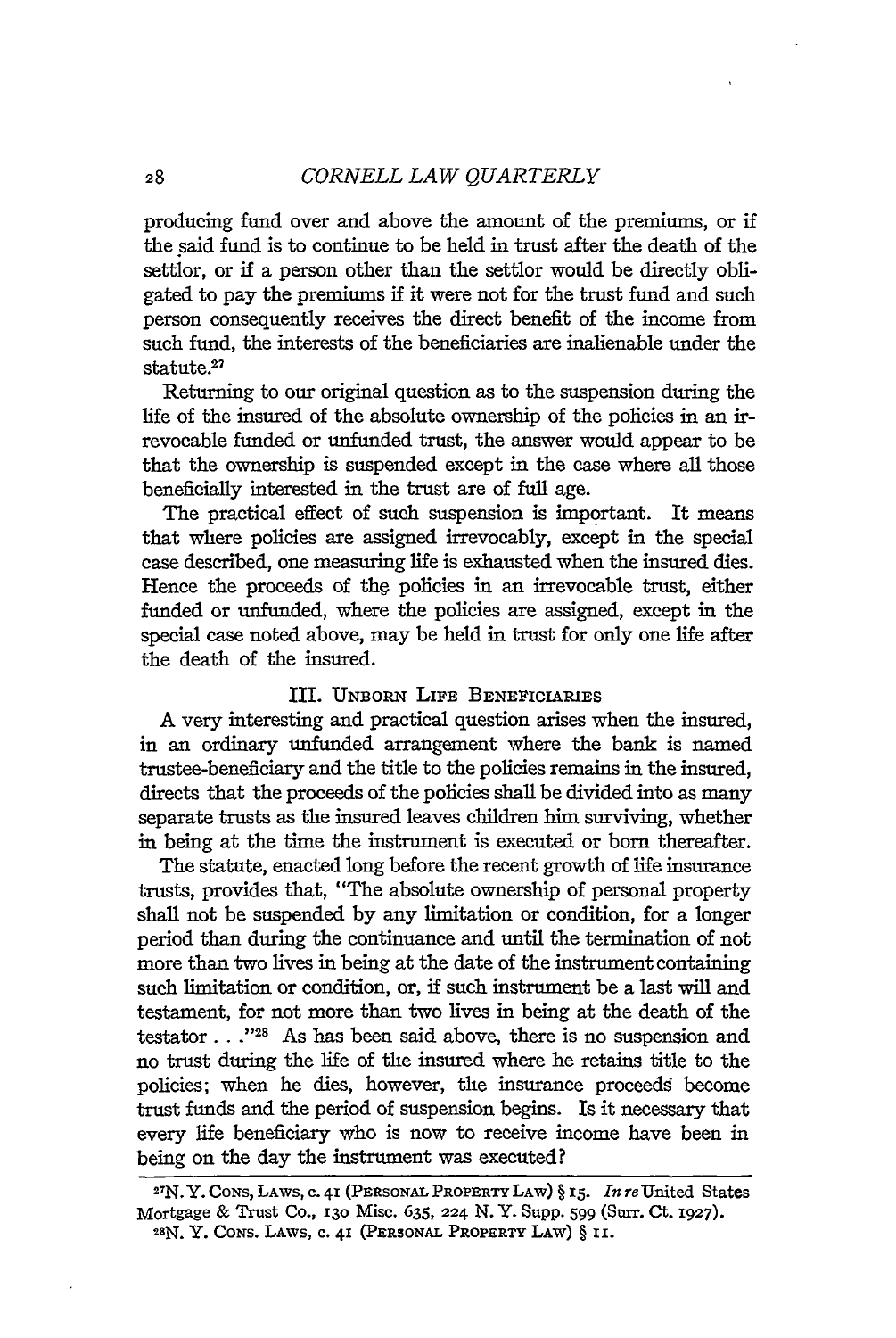producing fund over and above the amount of the premiums, or if the said fund is to continue to be held in trust after the death of the settlor, or if a person other than the settlor would be directly obligated to pay the premiums if it were not for the trust fund and such person consequently receives the direct benefit of the income from such fund, the interests of the beneficiaries are inalienable under the statute.[27]

Returning to our original question as to the suspension during the life of the insured of the absolute ownership of the policies in an irrevocable funded or unfunded trust, the answer would appear to be that the ownership is suspended except in the case where all those beneficially interested in the trust are of full age.

The practical effect of such suspension is important. It means that where policies are assigned irrevocably, except in the special case described, one measuring life is exhausted when the insured dies. Hence the proceeds of the policies in an irrevocable trust, either funded or unfunded, where the policies are assigned, except in the special case noted above, may be held in trust for only one life after the death of the insured.

### III. Unborn Life Beneficiaries

A very interesting and practical question arises when the insured, in an ordinary unfunded arrangement where the bank is named trustee-beneficiary and the title to the policies remains in the insured, directs that the proceeds of the policies shall be divided into as many separate trusts as the insured leaves children him surviving, whether in being at the time the instrument is executed or born thereafter.

The statute, enacted long before the recent growth of life insurance trusts, provides that, "The absolute ownership of personal property shall not be suspended by any limitation or condition, for a longer period than during the continuance and until the termination of not more than two lives in being at the date of the instrument containing such limitation or condition, or, if such instrument be a last will and testament, for not more than two lives in being at the death of the testator . . ."[28] As has been said above, there is no suspension and no trust during the life of the insured where he retains title to the policies; when he dies, however, the insurance proceeds become trust funds and the period of suspension begins. Is it necessary that every life beneficiary who is now to receive income have been in being on the day the instrument was executed?

---

[27] N. Y. Cons. Laws, c. 41 (Personal Property Law) § 15. *In re* United States Mortgage & Trust Co., 130 Misc. 635, 224 N. Y. Supp. 599 (Surr. Ct. 1927).

[28] N. Y. Cons. Laws, c. 41 (Personal Property Law) § 11.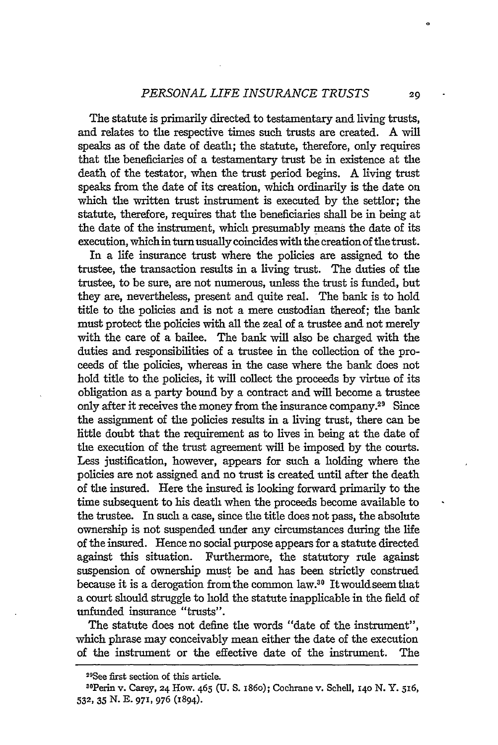The statute is primarily directed to testamentary and living trusts, and relates to the respective times such trusts are created. A will speaks as of the date of death; the statute, therefore, only requires that the beneficiaries of a testamentary trust be in existence at the death of the testator, when the trust period begins. A living trust speaks from the date of its creation, which ordinarily is the date on which the written trust instrument is executed by the settlor; the statute, therefore, requires that the beneficiaries shall be in being at the date of the instrument, which presumably means the date of its execution, which in turn usually coincides with the creation of the trust.

In a life insurance trust where the policies are assigned to the trustee, the transaction results in a living trust. The duties of the trustee, to be sure, are not numerous, unless the trust is funded, but they are, nevertheless, present and quite real. The bank is to hold title to the policies and is not a mere custodian thereof; the bank must protect the policies with all the zeal of a trustee and not merely with the care of a bailee. The bank will also be charged with the duties and responsibilities of a trustee in the collection of the proceeds of the policies, whereas in the case where the bank does not hold title to the policies, it will collect the proceeds by virtue of its obligation as a party bound by a contract and will become a trustee only after it receives the money from the insurance company.[29] Since the assignment of the policies results in a living trust, there can be little doubt that the requirement as to lives in being at the date of the execution of the trust agreement will be imposed by the courts. Less justification, however, appears for such a holding where the policies are not assigned and no trust is created until after the death of the insured. Here the insured is looking forward primarily to the time subsequent to his death when the proceeds become available to the trustee. In such a case, since the title does not pass, the absolute ownership is not suspended under any circumstances during the life of the insured. Hence no social purpose appears for a statute directed against this situation. Furthermore, the statutory rule against suspension of ownership must be and has been strictly construed because it is a derogation from the common law.[30] It would seem that a court should struggle to hold the statute inapplicable in the field of unfunded insurance "trusts".

The statute does not define the words "date of the instrument", which phrase may conceivably mean either the date of the execution of the instrument or the effective date of the instrument. The

---

[29]See first section of this article.

[30]Perin v. Carey, 24 How. 465 (U. S. 1860); Cochrane v. Schell, 140 N. Y. 516, 532, 35 N. E. 971, 976 (1894).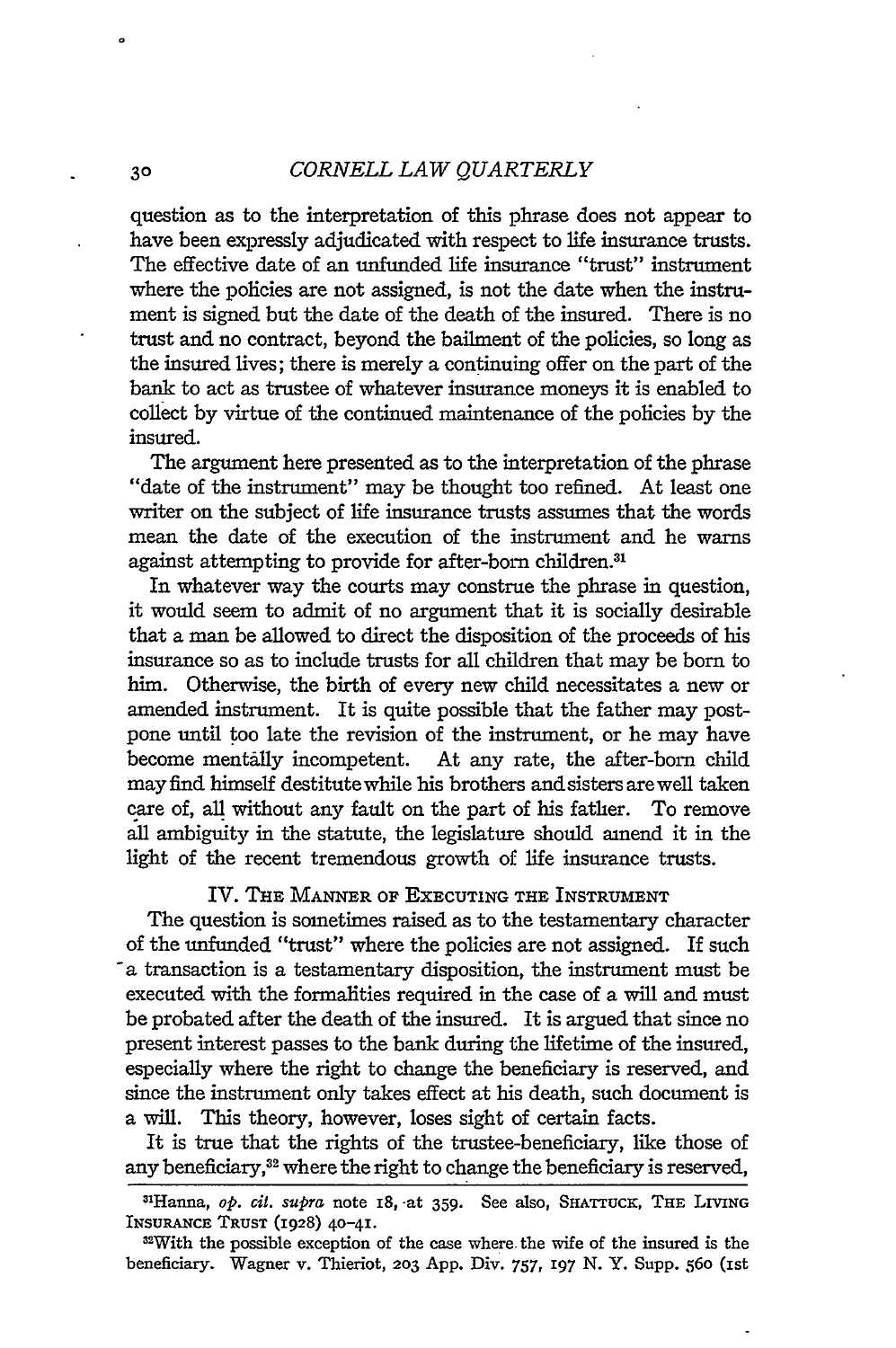question as to the interpretation of this phrase does not appear to have been expressly adjudicated with respect to life insurance trusts. The effective date of an unfunded life insurance "trust" instrument where the policies are not assigned, is not the date when the instrument is signed but the date of the death of the insured. There is no trust and no contract, beyond the bailment of the policies, so long as the insured lives; there is merely a continuing offer on the part of the bank to act as trustee of whatever insurance moneys it is enabled to collect by virtue of the continued maintenance of the policies by the insured.

The argument here presented as to the interpretation of the phrase "date of the instrument" may be thought too refined. At least one writer on the subject of life insurance trusts assumes that the words mean the date of the execution of the instrument and he warns against attempting to provide for after-born children.[31]

In whatever way the courts may construe the phrase in question, it would seem to admit of no argument that it is socially desirable that a man be allowed to direct the disposition of the proceeds of his insurance so as to include trusts for all children that may be born to him. Otherwise, the birth of every new child necessitates a new or amended instrument. It is quite possible that the father may postpone until too late the revision of the instrument, or he may have become mentally incompetent. At any rate, the after-born child may find himself destitute while his brothers and sisters are well taken care of, all without any fault on the part of his father. To remove all ambiguity in the statute, the legislature should amend it in the light of the recent tremendous growth of life insurance trusts.

## IV. The Manner of Executing the Instrument

The question is sometimes raised as to the testamentary character of the unfunded "trust" where the policies are not assigned. If such a transaction is a testamentary disposition, the instrument must be executed with the formalities required in the case of a will and must be probated after the death of the insured. It is argued that since no present interest passes to the bank during the lifetime of the insured, especially where the right to change the beneficiary is reserved, and since the instrument only takes effect at his death, such document is a will. This theory, however, loses sight of certain facts.

It is true that the rights of the trustee-beneficiary, like those of any beneficiary,[32] where the right to change the beneficiary is reserved,

---

[31]Hanna, *op. cit. supra* note 18, at 359. See also, Shattuck, The Living Insurance Trust (1928) 40-41.

[32]With the possible exception of the case where the wife of the insured is the beneficiary. Wagner v. Thieriot, 203 App. Div. 757, 197 N. Y. Supp. 560 (1st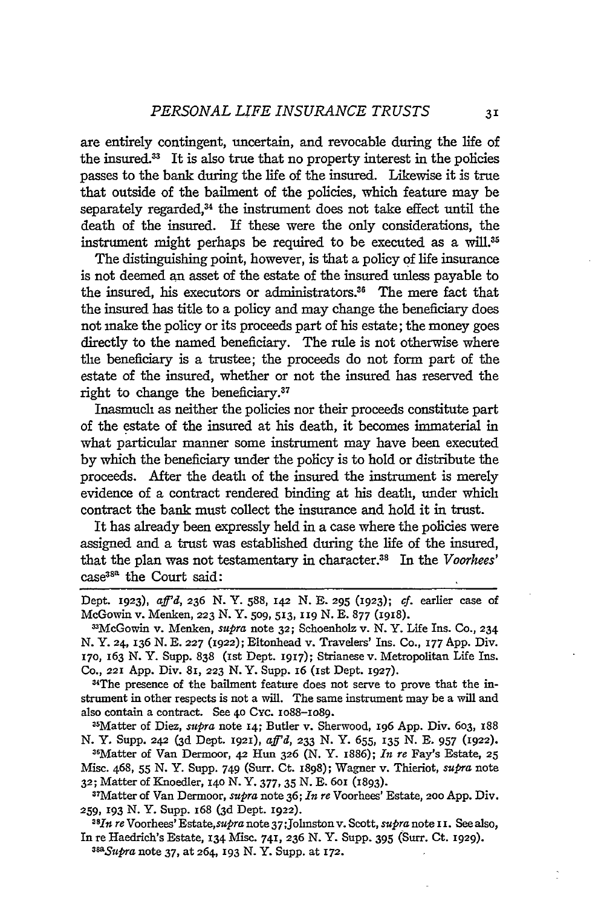are entirely contingent, uncertain, and revocable during the life of the insured.[33] It is also true that no property interest in the policies passes to the bank during the life of the insured. Likewise it is true that outside of the bailment of the policies, which feature may be separately regarded,[34] the instrument does not take effect until the death of the insured. If these were the only considerations, the instrument might perhaps be required to be executed as a will.[35]

The distinguishing point, however, is that a policy of life insurance is not deemed an asset of the estate of the insured unless payable to the insured, his executors or administrators.[36] The mere fact that the insured has title to a policy and may change the beneficiary does not make the policy or its proceeds part of his estate; the money goes directly to the named beneficiary. The rule is not otherwise where the beneficiary is a trustee; the proceeds do not form part of the estate of the insured, whether or not the insured has reserved the right to change the beneficiary.[37]

Inasmuch as neither the policies nor their proceeds constitute part of the estate of the insured at his death, it becomes immaterial in what particular manner some instrument may have been executed by which the beneficiary under the policy is to hold or distribute the proceeds. After the death of the insured the instrument is merely evidence of a contract rendered binding at his death, under which contract the bank must collect the insurance and hold it in trust.

It has already been expressly held in a case where the policies were assigned and a trust was established during the life of the insured, that the plan was not testamentary in character.[38] In the *Voorhees'* case[38a] the Court said:

---

Dept. 1923), *aff'd*, 236 N. Y. 588, 142 N. E. 295 (1923); *cf.* earlier case of McGowin v. Menken, 223 N. Y. 509, 513, 119 N. E. 877 (1918).

[33] McGowin v. Menken, *supra* note 32; Schoenholz v. N. Y. Life Ins. Co., 234 N. Y. 24, 136 N. E. 227 (1922); Eltonhead v. Travelers' Ins. Co., 177 App. Div. 170, 163 N. Y. Supp. 838 (1st Dept. 1917); Strianese v. Metropolitan Life Ins. Co., 221 App. Div. 81, 223 N. Y. Supp. 16 (1st Dept. 1927).

[34] The presence of the bailment feature does not serve to prove that the instrument in other respects is not a will. The same instrument may be a will and also contain a contract. See 40 Cyc. 1088–1089.

[35] Matter of Diez, *supra* note 14; Butler v. Sherwood, 196 App. Div. 603, 188 N. Y. Supp. 242 (3d Dept. 1921), *aff'd*, 233 N. Y. 655, 135 N. E. 957 (1922).

[36] Matter of Van Dermoor, 42 Hun 326 (N. Y. 1886); *In re* Fay's Estate, 25 Misc. 468, 55 N. Y. Supp. 749 (Surr. Ct. 1898); Wagner v. Thieriot, *supra* note 32; Matter of Knoedler, 140 N. Y. 377, 35 N. E. 601 (1893).

[37] Matter of Van Dermoor, *supra* note 36; *In re* Voorhees' Estate, 200 App. Div. 259, 193 N. Y. Supp. 168 (3d Dept. 1922).

[38] *In re* Voorhees' Estate, *supra* note 37; Johnston v. Scott, *supra* note 11. See also, In re Haedrich's Estate, 134 Misc. 741, 236 N. Y. Supp. 395 (Surr. Ct. 1929).

[38a] *Supra* note 37, at 264, 193 N. Y. Supp. at 172.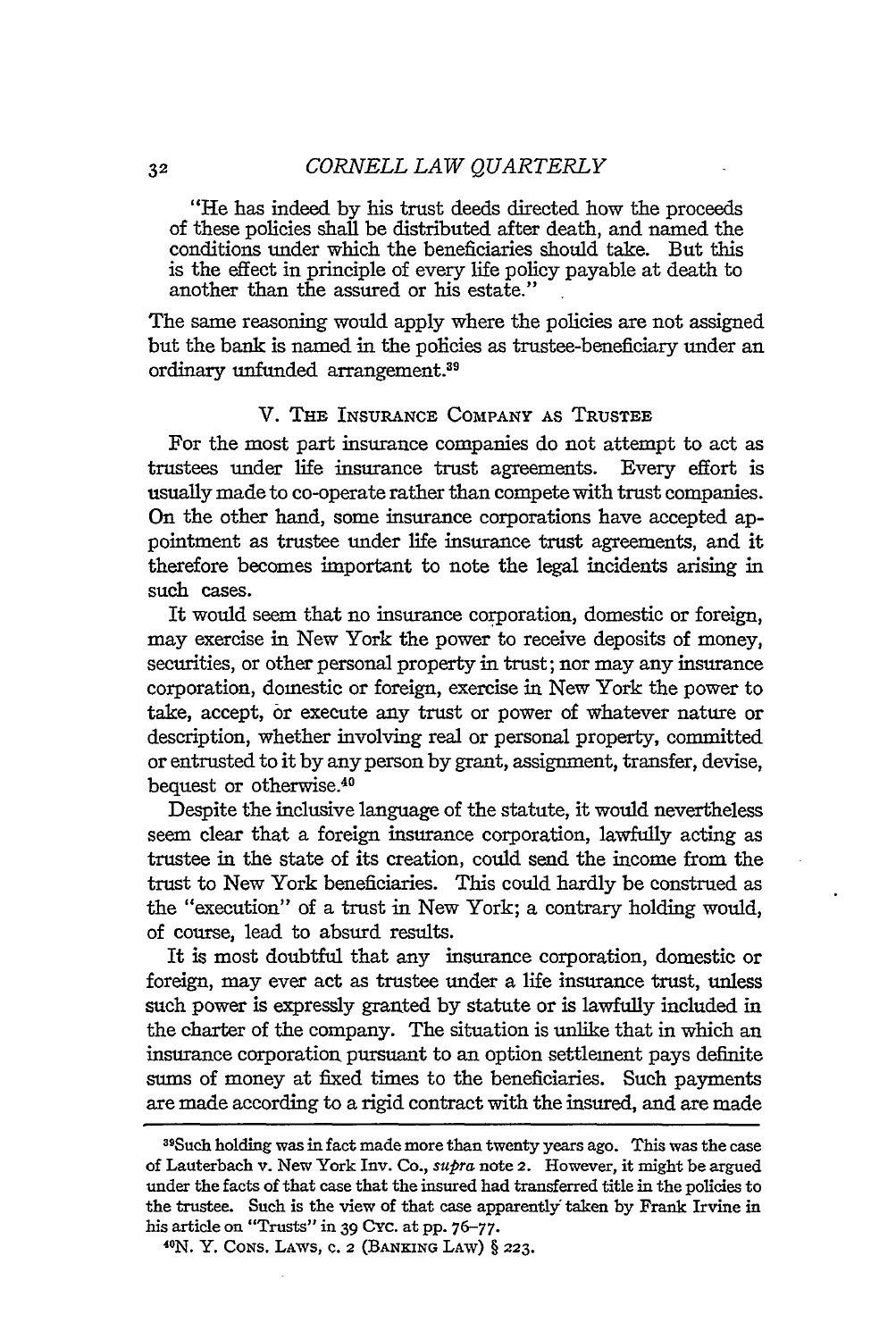> "He has indeed by his trust deeds directed how the proceeds of these policies shall be distributed after death, and named the conditions under which the beneficiaries should take. But this is the effect in principle of every life policy payable at death to another than the assured or his estate."

The same reasoning would apply where the policies are not assigned but the bank is named in the policies as trustee-beneficiary under an ordinary unfunded arrangement.[39]

## V. The Insurance Company as Trustee

For the most part insurance companies do not attempt to act as trustees under life insurance trust agreements. Every effort is usually made to co-operate rather than compete with trust companies. On the other hand, some insurance corporations have accepted appointment as trustee under life insurance trust agreements, and it therefore becomes important to note the legal incidents arising in such cases.

It would seem that no insurance corporation, domestic or foreign, may exercise in New York the power to receive deposits of money, securities, or other personal property in trust; nor may any insurance corporation, domestic or foreign, exercise in New York the power to take, accept, or execute any trust or power of whatever nature or description, whether involving real or personal property, committed or entrusted to it by any person by grant, assignment, transfer, devise, bequest or otherwise.[40]

Despite the inclusive language of the statute, it would nevertheless seem clear that a foreign insurance corporation, lawfully acting as trustee in the state of its creation, could send the income from the trust to New York beneficiaries. This could hardly be construed as the "execution" of a trust in New York; a contrary holding would, of course, lead to absurd results.

It is most doubtful that any insurance corporation, domestic or foreign, may ever act as trustee under a life insurance trust, unless such power is expressly granted by statute or is lawfully included in the charter of the company. The situation is unlike that in which an insurance corporation pursuant to an option settlement pays definite sums of money at fixed times to the beneficiaries. Such payments are made according to a rigid contract with the insured, and are made

---

[39] Such holding was in fact made more than twenty years ago. This was the case of Lauterbach v. New York Inv. Co., *supra* note 2. However, it might be argued under the facts of that case that the insured had transferred title in the policies to the trustee. Such is the view of that case apparently taken by Frank Irvine in his article on "Trusts" in 39 Cyc. at pp. 76–77.

[40] N. Y. Cons. Laws, c. 2 (Banking Law) § 223.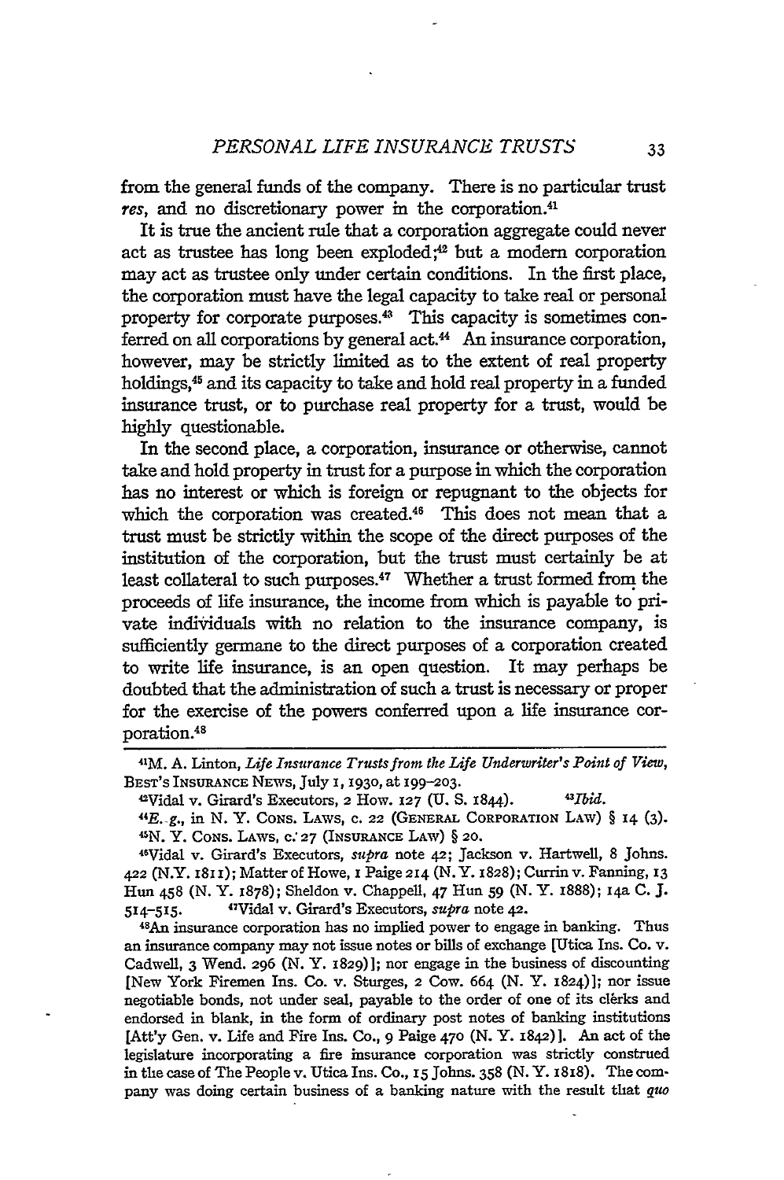from the general funds of the company. There is no particular trust *res*, and no discretionary power in the corporation.[41]

It is true the ancient rule that a corporation aggregate could never act as trustee has long been exploded;[42] but a modern corporation may act as trustee only under certain conditions. In the first place, the corporation must have the legal capacity to take real or personal property for corporate purposes.[43] This capacity is sometimes conferred on all corporations by general act.[44] An insurance corporation, however, may be strictly limited as to the extent of real property holdings,[45] and its capacity to take and hold real property in a funded insurance trust, or to purchase real property for a trust, would be highly questionable.

In the second place, a corporation, insurance or otherwise, cannot take and hold property in trust for a purpose in which the corporation has no interest or which is foreign or repugnant to the objects for which the corporation was created.[46] This does not mean that a trust must be strictly within the scope of the direct purposes of the institution of the corporation, but the trust must certainly be at least collateral to such purposes.[47] Whether a trust formed from the proceeds of life insurance, the income from which is payable to private individuals with no relation to the insurance company, is sufficiently germane to the direct purposes of a corporation created to write life insurance, is an open question. It may perhaps be doubted that the administration of such a trust is necessary or proper for the exercise of the powers conferred upon a life insurance corporation.[48]

---

[41] M. A. Linton, *Life Insurance Trusts from the Life Underwriter's Point of View*, BEST'S INSURANCE NEWS, July 1, 1930, at 199–203.

[42] Vidal v. Girard's Executors, 2 How. 127 (U. S. 1844). [43] *Ibid.*

[44] *E. g.*, in N. Y. CONS. LAWS, c. 22 (GENERAL CORPORATION LAW) § 14 (3).

[45] N. Y. CONS. LAWS, c. 27 (INSURANCE LAW) § 20.

[46] Vidal v. Girard's Executors, *supra* note 42; Jackson v. Hartwell, 8 Johns. 422 (N.Y. 1811); Matter of Howe, 1 Paige 214 (N. Y. 1828); Currin v. Fanning, 13 Hun 458 (N. Y. 1878); Sheldon v. Chappell, 47 Hun 59 (N. Y. 1888); 14a C. J. 514–515. [47] Vidal v. Girard's Executors, *supra* note 42.

[48] An insurance corporation has no implied power to engage in banking. Thus an insurance company may not issue notes or bills of exchange [Utica Ins. Co. v. Cadwell, 3 Wend. 296 (N. Y. 1829)]; nor engage in the business of discounting [New York Firemen Ins. Co. v. Sturges, 2 Cow. 664 (N. Y. 1824)]; nor issue negotiable bonds, not under seal, payable to the order of one of its clerks and endorsed in blank, in the form of ordinary post notes of banking institutions [Att'y Gen. v. Life and Fire Ins. Co., 9 Paige 470 (N. Y. 1842)]. An act of the legislature incorporating a fire insurance corporation was strictly construed in the case of The People v. Utica Ins. Co., 15 Johns. 358 (N. Y. 1818). The company was doing certain business of a banking nature with the result that *quo*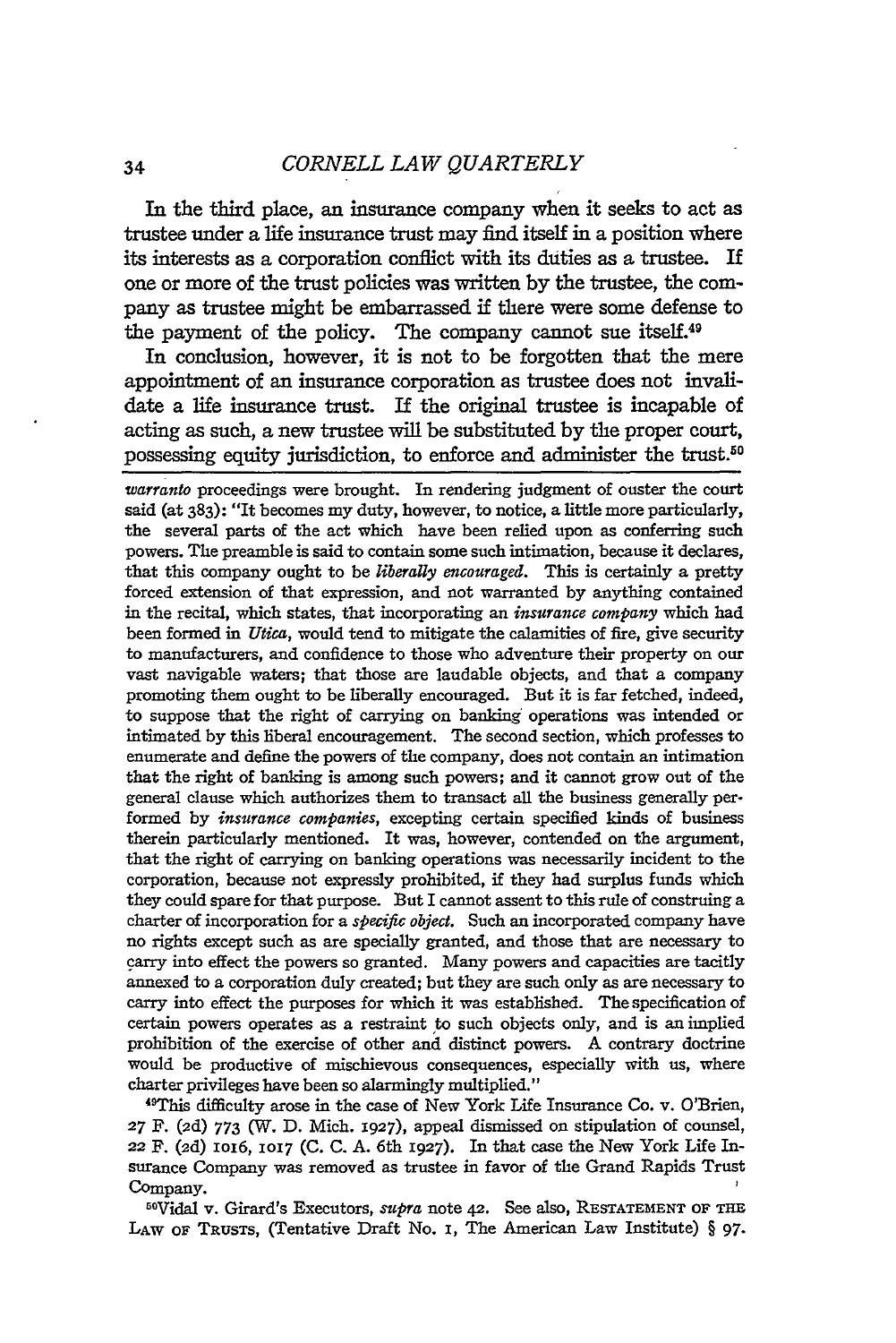In the third place, an insurance company when it seeks to act as trustee under a life insurance trust may find itself in a position where its interests as a corporation conflict with its duties as a trustee. If one or more of the trust policies was written by the trustee, the company as trustee might be embarrassed if there were some defense to the payment of the policy. The company cannot sue itself.[49]

In conclusion, however, it is not to be forgotten that the mere appointment of an insurance corporation as trustee does not invalidate a life insurance trust. If the original trustee is incapable of acting as such, a new trustee will be substituted by the proper court, possessing equity jurisdiction, to enforce and administer the trust.[50]

---

*warranto* proceedings were brought. In rendering judgment of ouster the court said (at 383): "It becomes my duty, however, to notice, a little more particularly, the several parts of the act which have been relied upon as conferring such powers. The preamble is said to contain some such intimation, because it declares, that this company ought to be *liberally encouraged*. This is certainly a pretty forced extension of that expression, and not warranted by anything contained in the recital, which states, that incorporating an *insurance company* which had been formed in *Utica*, would tend to mitigate the calamities of fire, give security to manufacturers, and confidence to those who adventure their property on our vast navigable waters; that those are laudable objects, and that a company promoting them ought to be liberally encouraged. But it is far fetched, indeed, to suppose that the right of carrying on banking operations was intended or intimated by this liberal encouragement. The second section, which professes to enumerate and define the powers of the company, does not contain an intimation that the right of banking is among such powers; and it cannot grow out of the general clause which authorizes them to transact all the business generally performed by *insurance companies*, excepting certain specified kinds of business therein particularly mentioned. It was, however, contended on the argument, that the right of carrying on banking operations was necessarily incident to the corporation, because not expressly prohibited, if they had surplus funds which they could spare for that purpose. But I cannot assent to this rule of construing a charter of incorporation for a *specific object*. Such an incorporated company have no rights except such as are specially granted, and those that are necessary to carry into effect the powers so granted. Many powers and capacities are tacitly annexed to a corporation duly created; but they are such only as are necessary to carry into effect the purposes for which it was established. The specification of certain powers operates as a restraint to such objects only, and is an implied prohibition of the exercise of other and distinct powers. A contrary doctrine would be productive of mischievous consequences, especially with us, where charter privileges have been so alarmingly multiplied."

[49]This difficulty arose in the case of New York Life Insurance Co. v. O'Brien, 27 F. (2d) 773 (W. D. Mich. 1927), appeal dismissed on stipulation of counsel, 22 F. (2d) 1016, 1017 (C. C. A. 6th 1927). In that case the New York Life Insurance Company was removed as trustee in favor of the Grand Rapids Trust Company.

[50]Vidal v. Girard's Executors, *supra* note 42. See also, RESTATEMENT OF THE LAW OF TRUSTS, (Tentative Draft No. 1, The American Law Institute) § 97.